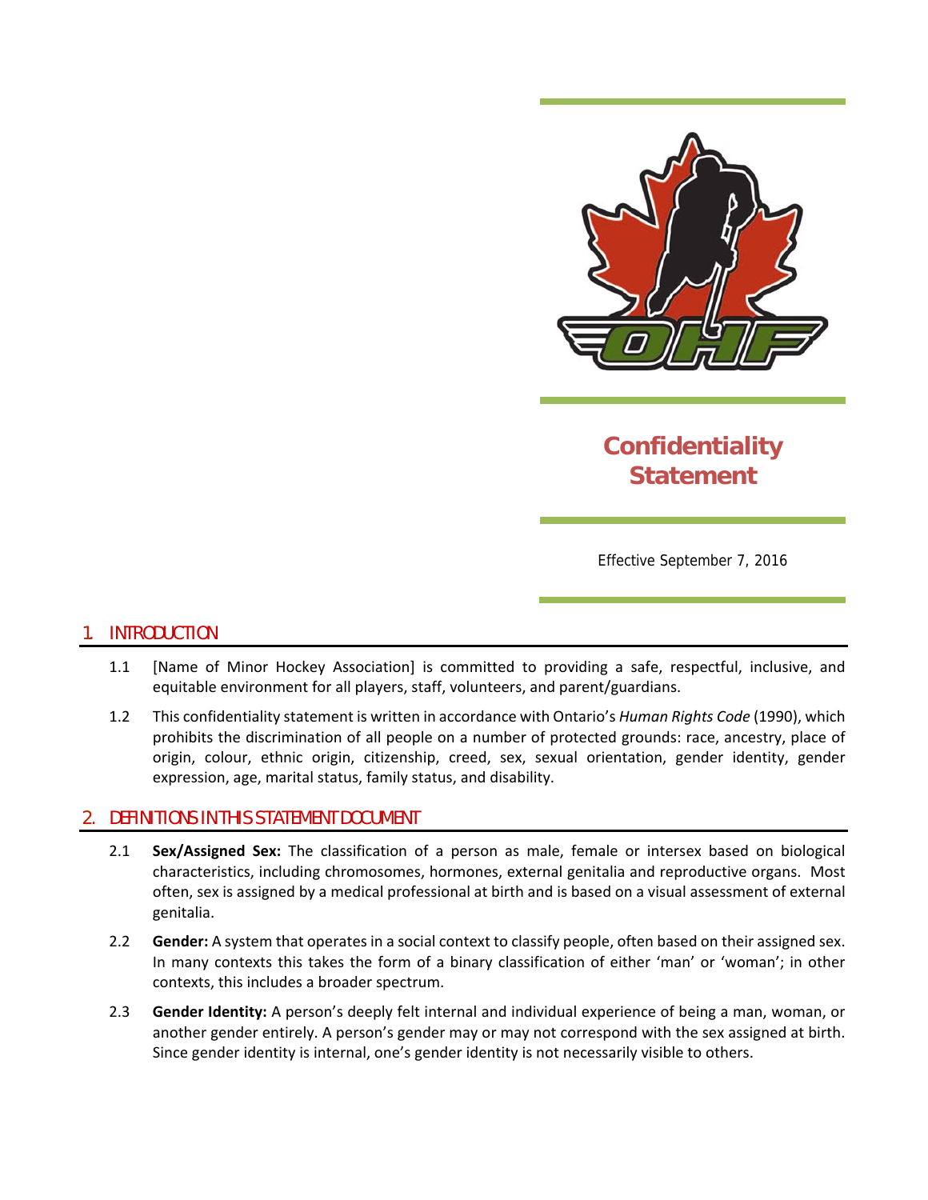# Confidentiality Statement

Effective September 7, 2016

## 1. INTRODUCTION

1.1 [Name of Minor Hockey Association] is committed to providing a safe, respectful, inclusive, and equitable environment for all players, staff, volunteers, and parent/guardians.

1.2 This confidentiality statement is written in accordance with Ontario's *Human Rights Code* (1990), which prohibits the discrimination of all people on a number of protected grounds: race, ancestry, place of origin, colour, ethnic origin, citizenship, creed, sex, sexual orientation, gender identity, gender expression, age, marital status, family status, and disability.

## 2. DEFINITIONS IN THIS STATEMENT DOCUMENT

2.1 **Sex/Assigned Sex:** The classification of a person as male, female or intersex based on biological characteristics, including chromosomes, hormones, external genitalia and reproductive organs. Most often, sex is assigned by a medical professional at birth and is based on a visual assessment of external genitalia.

2.2 **Gender:** A system that operates in a social context to classify people, often based on their assigned sex. In many contexts this takes the form of a binary classification of either 'man' or 'woman'; in other contexts, this includes a broader spectrum.

2.3 **Gender Identity:** A person's deeply felt internal and individual experience of being a man, woman, or another gender entirely. A person's gender may or may not correspond with the sex assigned at birth. Since gender identity is internal, one's gender identity is not necessarily visible to others.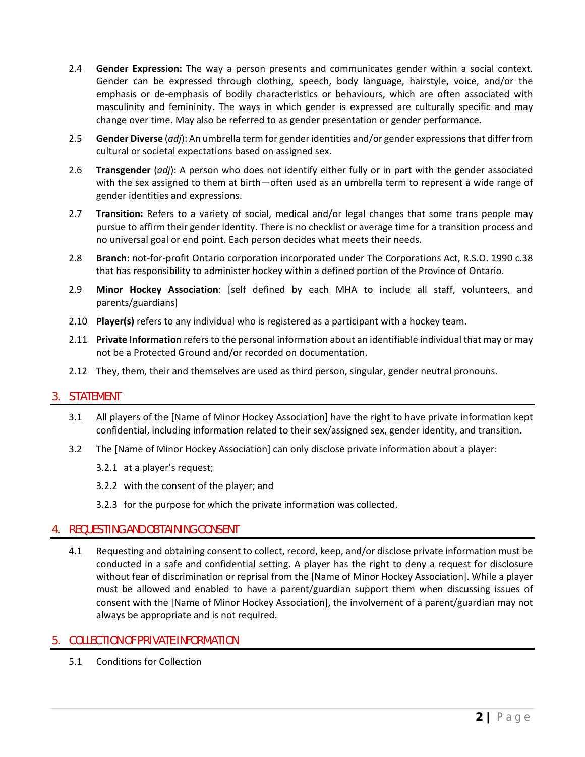2.4 **Gender Expression:** The way a person presents and communicates gender within a social context. Gender can be expressed through clothing, speech, body language, hairstyle, voice, and/or the emphasis or de-emphasis of bodily characteristics or behaviours, which are often associated with masculinity and femininity. The ways in which gender is expressed are culturally specific and may change over time. May also be referred to as gender presentation or gender performance.

2.5 **Gender Diverse** (*adj*): An umbrella term for gender identities and/or gender expressions that differ from cultural or societal expectations based on assigned sex.

2.6 **Transgender** (*adj*): A person who does not identify either fully or in part with the gender associated with the sex assigned to them at birth—often used as an umbrella term to represent a wide range of gender identities and expressions.

2.7 **Transition:** Refers to a variety of social, medical and/or legal changes that some trans people may pursue to affirm their gender identity. There is no checklist or average time for a transition process and no universal goal or end point. Each person decides what meets their needs.

2.8 **Branch:** not-for-profit Ontario corporation incorporated under The Corporations Act, R.S.O. 1990 c.38 that has responsibility to administer hockey within a defined portion of the Province of Ontario.

2.9 **Minor Hockey Association**: [self defined by each MHA to include all staff, volunteers, and parents/guardians]

2.10 **Player(s)** refers to any individual who is registered as a participant with a hockey team.

2.11 **Private Information** refers to the personal information about an identifiable individual that may or may not be a Protected Ground and/or recorded on documentation.

2.12 They, them, their and themselves are used as third person, singular, gender neutral pronouns.

## 3. STATEMENT

3.1 All players of the [Name of Minor Hockey Association] have the right to have private information kept confidential, including information related to their sex/assigned sex, gender identity, and transition.

3.2 The [Name of Minor Hockey Association] can only disclose private information about a player:

3.2.1 at a player's request;

3.2.2 with the consent of the player; and

3.2.3 for the purpose for which the private information was collected.

## 4. REQUESTING AND OBTAINING CONSENT

4.1 Requesting and obtaining consent to collect, record, keep, and/or disclose private information must be conducted in a safe and confidential setting. A player has the right to deny a request for disclosure without fear of discrimination or reprisal from the [Name of Minor Hockey Association]. While a player must be allowed and enabled to have a parent/guardian support them when discussing issues of consent with the [Name of Minor Hockey Association], the involvement of a parent/guardian may not always be appropriate and is not required.

## 5. COLLECTION OF PRIVATE INFORMATION

5.1 Conditions for Collection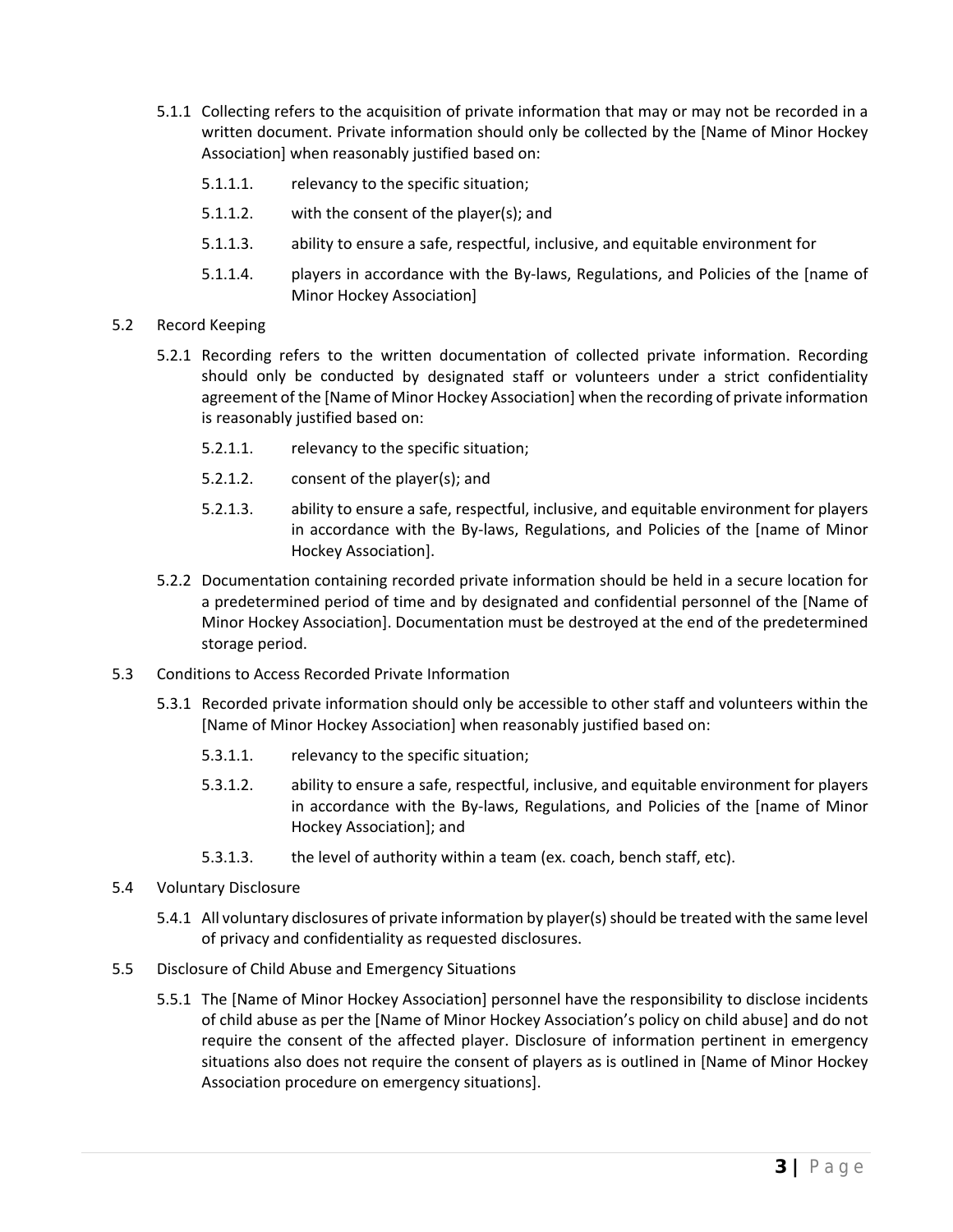5.1.1 Collecting refers to the acquisition of private information that may or may not be recorded in a written document. Private information should only be collected by the [Name of Minor Hockey Association] when reasonably justified based on:

5.1.1.1. relevancy to the specific situation;

5.1.1.2. with the consent of the player(s); and

5.1.1.3. ability to ensure a safe, respectful, inclusive, and equitable environment for

5.1.1.4. players in accordance with the By-laws, Regulations, and Policies of the [name of Minor Hockey Association]

5.2 Record Keeping

5.2.1 Recording refers to the written documentation of collected private information. Recording should only be conducted by designated staff or volunteers under a strict confidentiality agreement of the [Name of Minor Hockey Association] when the recording of private information is reasonably justified based on:

5.2.1.1. relevancy to the specific situation;

5.2.1.2. consent of the player(s); and

5.2.1.3. ability to ensure a safe, respectful, inclusive, and equitable environment for players in accordance with the By-laws, Regulations, and Policies of the [name of Minor Hockey Association].

5.2.2 Documentation containing recorded private information should be held in a secure location for a predetermined period of time and by designated and confidential personnel of the [Name of Minor Hockey Association]. Documentation must be destroyed at the end of the predetermined storage period.

5.3 Conditions to Access Recorded Private Information

5.3.1 Recorded private information should only be accessible to other staff and volunteers within the [Name of Minor Hockey Association] when reasonably justified based on:

5.3.1.1. relevancy to the specific situation;

5.3.1.2. ability to ensure a safe, respectful, inclusive, and equitable environment for players in accordance with the By-laws, Regulations, and Policies of the [name of Minor Hockey Association]; and

5.3.1.3. the level of authority within a team (ex. coach, bench staff, etc).

5.4 Voluntary Disclosure

5.4.1 All voluntary disclosures of private information by player(s) should be treated with the same level of privacy and confidentiality as requested disclosures.

5.5 Disclosure of Child Abuse and Emergency Situations

5.5.1 The [Name of Minor Hockey Association] personnel have the responsibility to disclose incidents of child abuse as per the [Name of Minor Hockey Association's policy on child abuse] and do not require the consent of the affected player. Disclosure of information pertinent in emergency situations also does not require the consent of players as is outlined in [Name of Minor Hockey Association procedure on emergency situations].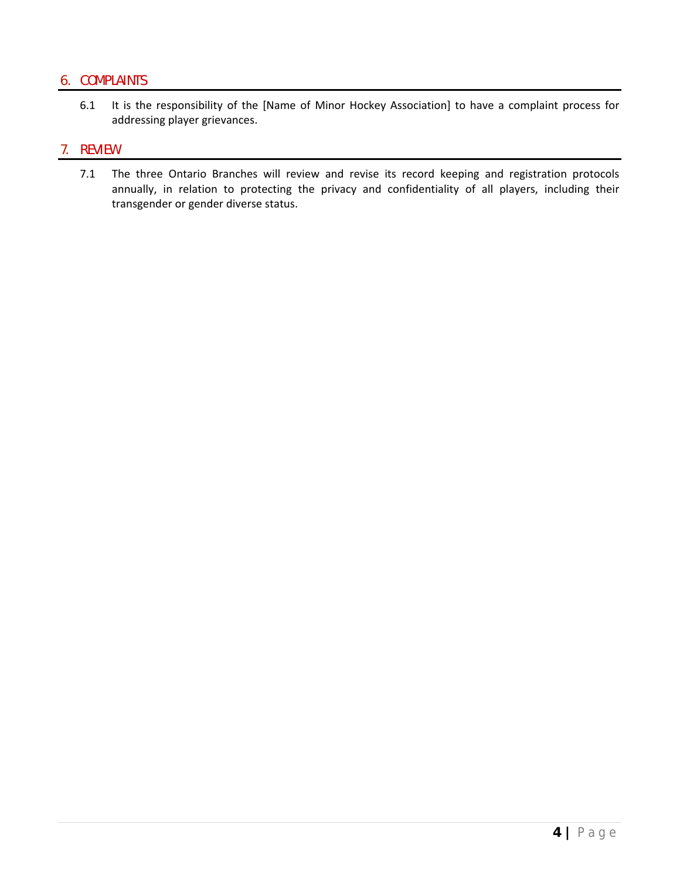## 6. COMPLAINTS

6.1 It is the responsibility of the [Name of Minor Hockey Association] to have a complaint process for addressing player grievances.

## 7. REVIEW

7.1 The three Ontario Branches will review and revise its record keeping and registration protocols annually, in relation to protecting the privacy and confidentiality of all players, including their transgender or gender diverse status.